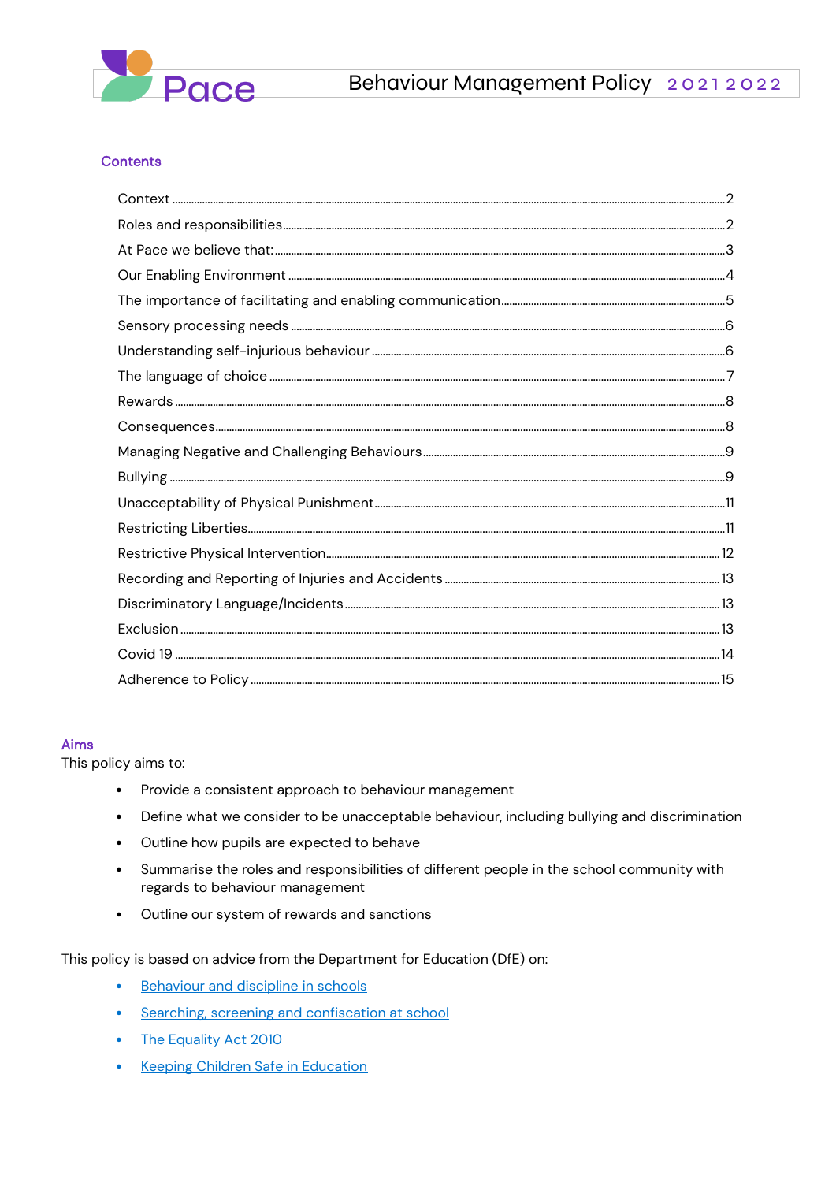## Contents

- Context ... 2
- Roles and responsibilities ... 2
- At Pace we believe that: ... 3
- Our Enabling Environment ... 4
- The importance of facilitating and enabling communication ... 5
- Sensory processing needs ... 6
- Understanding self-injurious behaviour ... 6
- The language of choice ... 7
- Rewards ... 8
- Consequences ... 8
- Managing Negative and Challenging Behaviours ... 9
- Bullying ... 9
- Unacceptability of Physical Punishment ... 11
- Restricting Liberties ... 11
- Restrictive Physical Intervention ... 12
- Recording and Reporting of Injuries and Accidents ... 13
- Discriminatory Language/Incidents ... 13
- Exclusion ... 13
- Covid 19 ... 14
- Adherence to Policy ... 15

## Aims

This policy aims to:

- Provide a consistent approach to behaviour management
- Define what we consider to be unacceptable behaviour, including bullying and discrimination
- Outline how pupils are expected to behave
- Summarise the roles and responsibilities of different people in the school community with regards to behaviour management
- Outline our system of rewards and sanctions

This policy is based on advice from the Department for Education (DfE) on:

- Behaviour and discipline in schools
- Searching, screening and confiscation at school
- The Equality Act 2010
- Keeping Children Safe in Education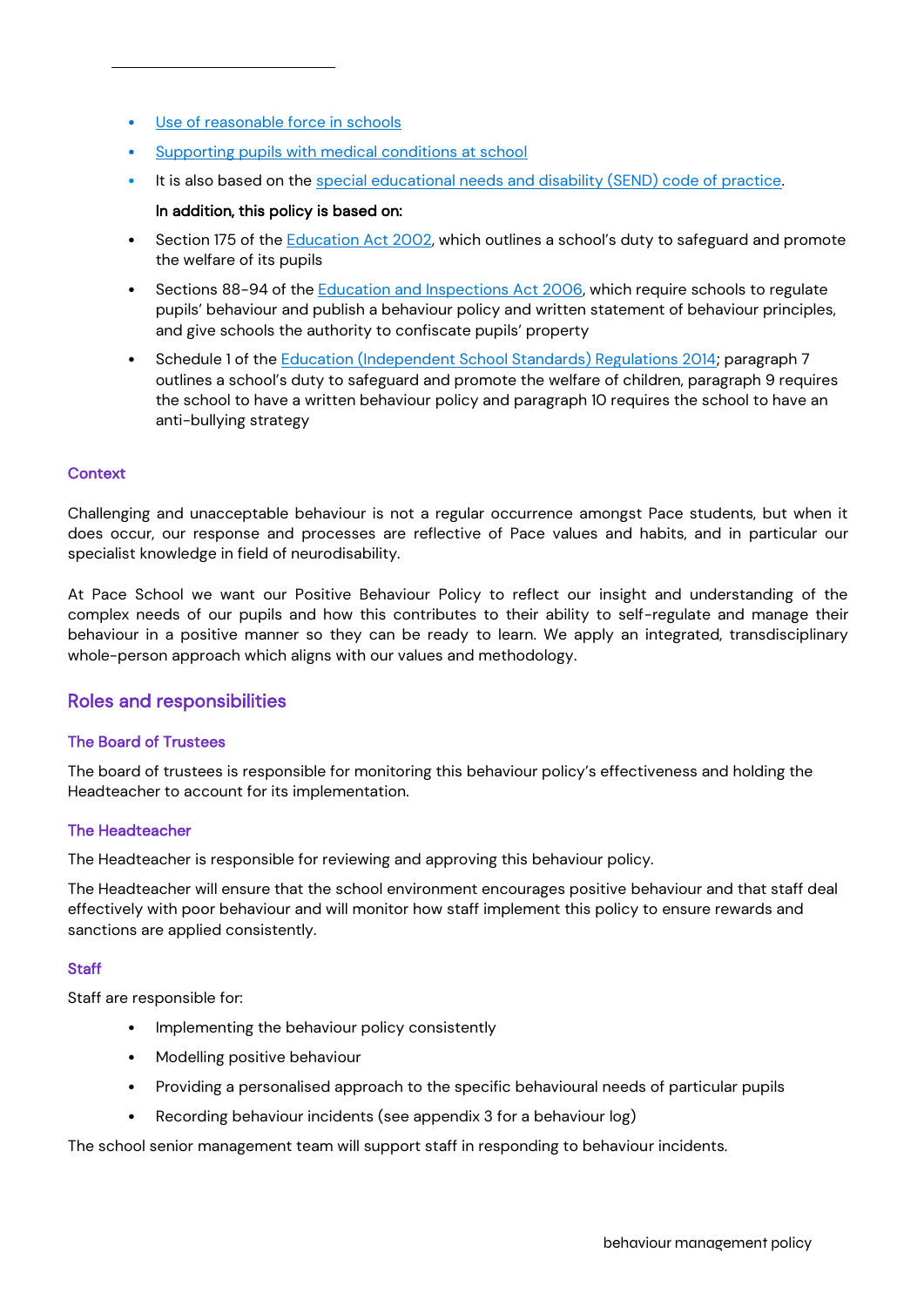- [Use of reasonable force in schools]
- [Supporting pupils with medical conditions at school]
- It is also based on the [special educational needs and disability (SEND) code of practice].

  **In addition, this policy is based on:**

- Section 175 of the Education Act 2002, which outlines a school's duty to safeguard and promote the welfare of its pupils
- Sections 88-94 of the Education and Inspections Act 2006, which require schools to regulate pupils' behaviour and publish a behaviour policy and written statement of behaviour principles, and give schools the authority to confiscate pupils' property
- Schedule 1 of the Education (Independent School Standards) Regulations 2014; paragraph 7 outlines a school's duty to safeguard and promote the welfare of children, paragraph 9 requires the school to have a written behaviour policy and paragraph 10 requires the school to have an anti-bullying strategy

### Context

Challenging and unacceptable behaviour is not a regular occurrence amongst Pace students, but when it does occur, our response and processes are reflective of Pace values and habits, and in particular our specialist knowledge in field of neurodisability.

At Pace School we want our Positive Behaviour Policy to reflect our insight and understanding of the complex needs of our pupils and how this contributes to their ability to self-regulate and manage their behaviour in a positive manner so they can be ready to learn. We apply an integrated, transdisciplinary whole-person approach which aligns with our values and methodology.

## Roles and responsibilities

### The Board of Trustees

The board of trustees is responsible for monitoring this behaviour policy's effectiveness and holding the Headteacher to account for its implementation.

### The Headteacher

The Headteacher is responsible for reviewing and approving this behaviour policy.

The Headteacher will ensure that the school environment encourages positive behaviour and that staff deal effectively with poor behaviour and will monitor how staff implement this policy to ensure rewards and sanctions are applied consistently.

### Staff

Staff are responsible for:

- Implementing the behaviour policy consistently
- Modelling positive behaviour
- Providing a personalised approach to the specific behavioural needs of particular pupils
- Recording behaviour incidents (see appendix 3 for a behaviour log)

The school senior management team will support staff in responding to behaviour incidents.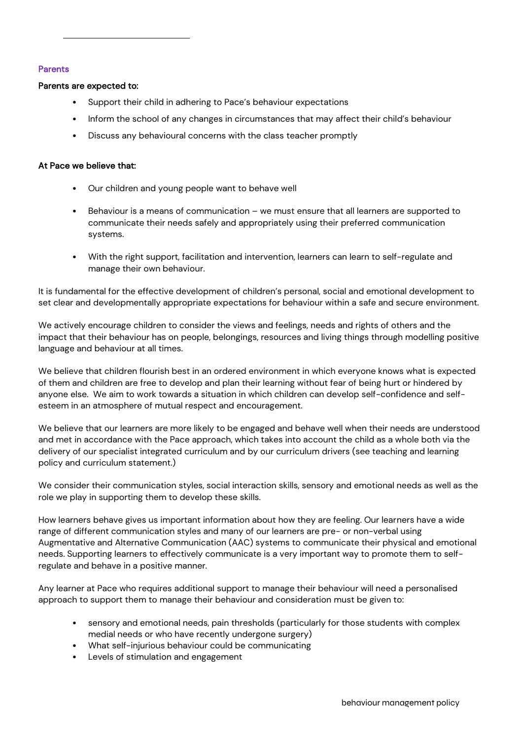### Parents

**Parents are expected to:**

- Support their child in adhering to Pace's behaviour expectations
- Inform the school of any changes in circumstances that may affect their child's behaviour
- Discuss any behavioural concerns with the class teacher promptly

**At Pace we believe that:**

- Our children and young people want to behave well
- Behaviour is a means of communication – we must ensure that all learners are supported to communicate their needs safely and appropriately using their preferred communication systems.
- With the right support, facilitation and intervention, learners can learn to self-regulate and manage their own behaviour.

It is fundamental for the effective development of children's personal, social and emotional development to set clear and developmentally appropriate expectations for behaviour within a safe and secure environment.

We actively encourage children to consider the views and feelings, needs and rights of others and the impact that their behaviour has on people, belongings, resources and living things through modelling positive language and behaviour at all times.

We believe that children flourish best in an ordered environment in which everyone knows what is expected of them and children are free to develop and plan their learning without fear of being hurt or hindered by anyone else. We aim to work towards a situation in which children can develop self-confidence and self-esteem in an atmosphere of mutual respect and encouragement.

We believe that our learners are more likely to be engaged and behave well when their needs are understood and met in accordance with the Pace approach, which takes into account the child as a whole both via the delivery of our specialist integrated curriculum and by our curriculum drivers (see teaching and learning policy and curriculum statement.)

We consider their communication styles, social interaction skills, sensory and emotional needs as well as the role we play in supporting them to develop these skills.

How learners behave gives us important information about how they are feeling. Our learners have a wide range of different communication styles and many of our learners are pre- or non-verbal using Augmentative and Alternative Communication (AAC) systems to communicate their physical and emotional needs. Supporting learners to effectively communicate is a very important way to promote them to self-regulate and behave in a positive manner.

Any learner at Pace who requires additional support to manage their behaviour will need a personalised approach to support them to manage their behaviour and consideration must be given to:

- sensory and emotional needs, pain thresholds (particularly for those students with complex medial needs or who have recently undergone surgery)
- What self-injurious behaviour could be communicating
- Levels of stimulation and engagement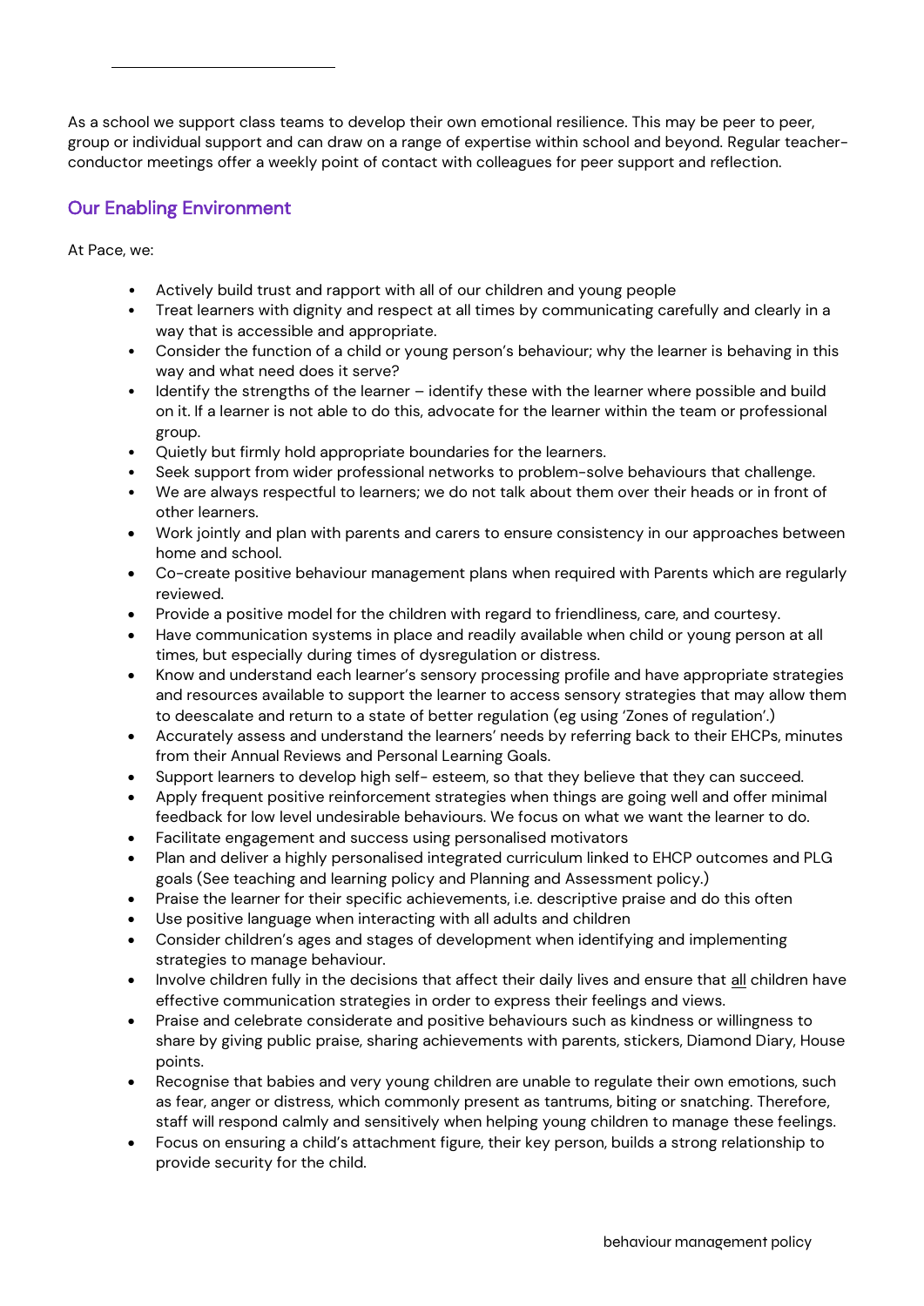As a school we support class teams to develop their own emotional resilience. This may be peer to peer, group or individual support and can draw on a range of expertise within school and beyond. Regular teacher-conductor meetings offer a weekly point of contact with colleagues for peer support and reflection.

## Our Enabling Environment

At Pace, we:

- Actively build trust and rapport with all of our children and young people
- Treat learners with dignity and respect at all times by communicating carefully and clearly in a way that is accessible and appropriate.
- Consider the function of a child or young person's behaviour; why the learner is behaving in this way and what need does it serve?
- Identify the strengths of the learner – identify these with the learner where possible and build on it. If a learner is not able to do this, advocate for the learner within the team or professional group.
- Quietly but firmly hold appropriate boundaries for the learners.
- Seek support from wider professional networks to problem-solve behaviours that challenge.
- We are always respectful to learners; we do not talk about them over their heads or in front of other learners.
- Work jointly and plan with parents and carers to ensure consistency in our approaches between home and school.
- Co-create positive behaviour management plans when required with Parents which are regularly reviewed.
- Provide a positive model for the children with regard to friendliness, care, and courtesy.
- Have communication systems in place and readily available when child or young person at all times, but especially during times of dysregulation or distress.
- Know and understand each learner's sensory processing profile and have appropriate strategies and resources available to support the learner to access sensory strategies that may allow them to deescalate and return to a state of better regulation (eg using 'Zones of regulation'.)
- Accurately assess and understand the learners' needs by referring back to their EHCPs, minutes from their Annual Reviews and Personal Learning Goals.
- Support learners to develop high self- esteem, so that they believe that they can succeed.
- Apply frequent positive reinforcement strategies when things are going well and offer minimal feedback for low level undesirable behaviours. We focus on what we want the learner to do.
- Facilitate engagement and success using personalised motivators
- Plan and deliver a highly personalised integrated curriculum linked to EHCP outcomes and PLG goals (See teaching and learning policy and Planning and Assessment policy.)
- Praise the learner for their specific achievements, i.e. descriptive praise and do this often
- Use positive language when interacting with all adults and children
- Consider children's ages and stages of development when identifying and implementing strategies to manage behaviour.
- Involve children fully in the decisions that affect their daily lives and ensure that <u>all</u> children have effective communication strategies in order to express their feelings and views.
- Praise and celebrate considerate and positive behaviours such as kindness or willingness to share by giving public praise, sharing achievements with parents, stickers, Diamond Diary, House points.
- Recognise that babies and very young children are unable to regulate their own emotions, such as fear, anger or distress, which commonly present as tantrums, biting or snatching. Therefore, staff will respond calmly and sensitively when helping young children to manage these feelings.
- Focus on ensuring a child's attachment figure, their key person, builds a strong relationship to provide security for the child.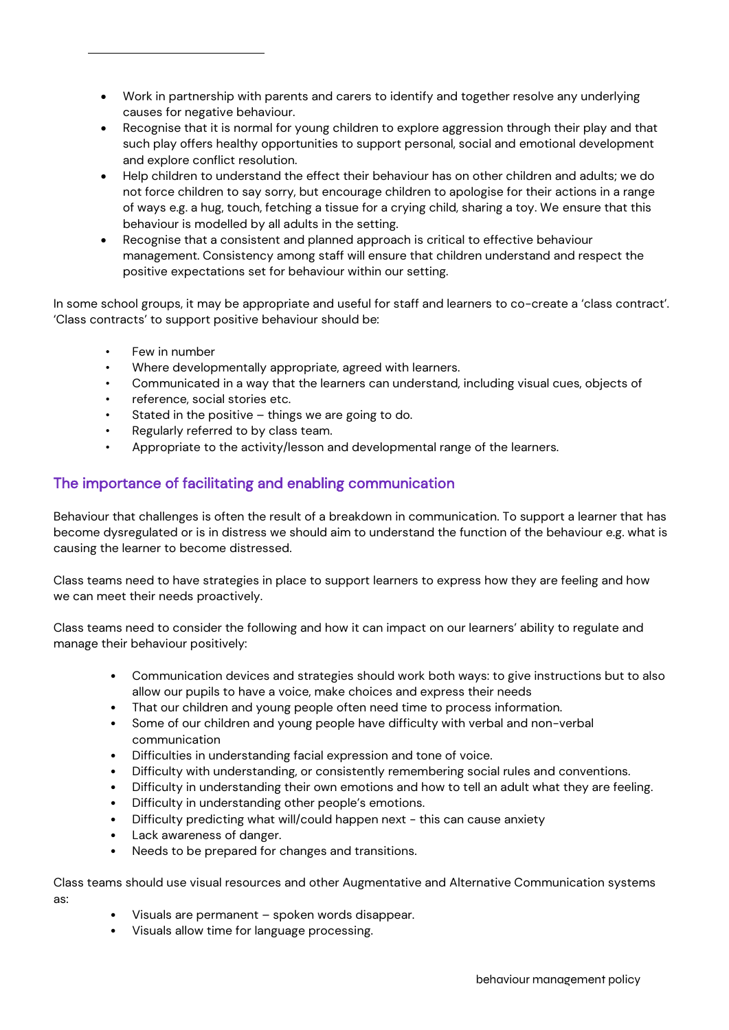- Work in partnership with parents and carers to identify and together resolve any underlying causes for negative behaviour.
- Recognise that it is normal for young children to explore aggression through their play and that such play offers healthy opportunities to support personal, social and emotional development and explore conflict resolution.
- Help children to understand the effect their behaviour has on other children and adults; we do not force children to say sorry, but encourage children to apologise for their actions in a range of ways e.g. a hug, touch, fetching a tissue for a crying child, sharing a toy. We ensure that this behaviour is modelled by all adults in the setting.
- Recognise that a consistent and planned approach is critical to effective behaviour management. Consistency among staff will ensure that children understand and respect the positive expectations set for behaviour within our setting.

In some school groups, it may be appropriate and useful for staff and learners to co-create a 'class contract'. 'Class contracts' to support positive behaviour should be:

- Few in number
- Where developmentally appropriate, agreed with learners.
- Communicated in a way that the learners can understand, including visual cues, objects of
- reference, social stories etc.
- Stated in the positive – things we are going to do.
- Regularly referred to by class team.
- Appropriate to the activity/lesson and developmental range of the learners.

## The importance of facilitating and enabling communication

Behaviour that challenges is often the result of a breakdown in communication. To support a learner that has become dysregulated or is in distress we should aim to understand the function of the behaviour e.g. what is causing the learner to become distressed.

Class teams need to have strategies in place to support learners to express how they are feeling and how we can meet their needs proactively.

Class teams need to consider the following and how it can impact on our learners' ability to regulate and manage their behaviour positively:

- Communication devices and strategies should work both ways: to give instructions but to also allow our pupils to have a voice, make choices and express their needs
- That our children and young people often need time to process information.
- Some of our children and young people have difficulty with verbal and non-verbal communication
- Difficulties in understanding facial expression and tone of voice.
- Difficulty with understanding, or consistently remembering social rules and conventions.
- Difficulty in understanding their own emotions and how to tell an adult what they are feeling.
- Difficulty in understanding other people's emotions.
- Difficulty predicting what will/could happen next - this can cause anxiety
- Lack awareness of danger.
- Needs to be prepared for changes and transitions.

Class teams should use visual resources and other Augmentative and Alternative Communication systems as:

- Visuals are permanent – spoken words disappear.
- Visuals allow time for language processing.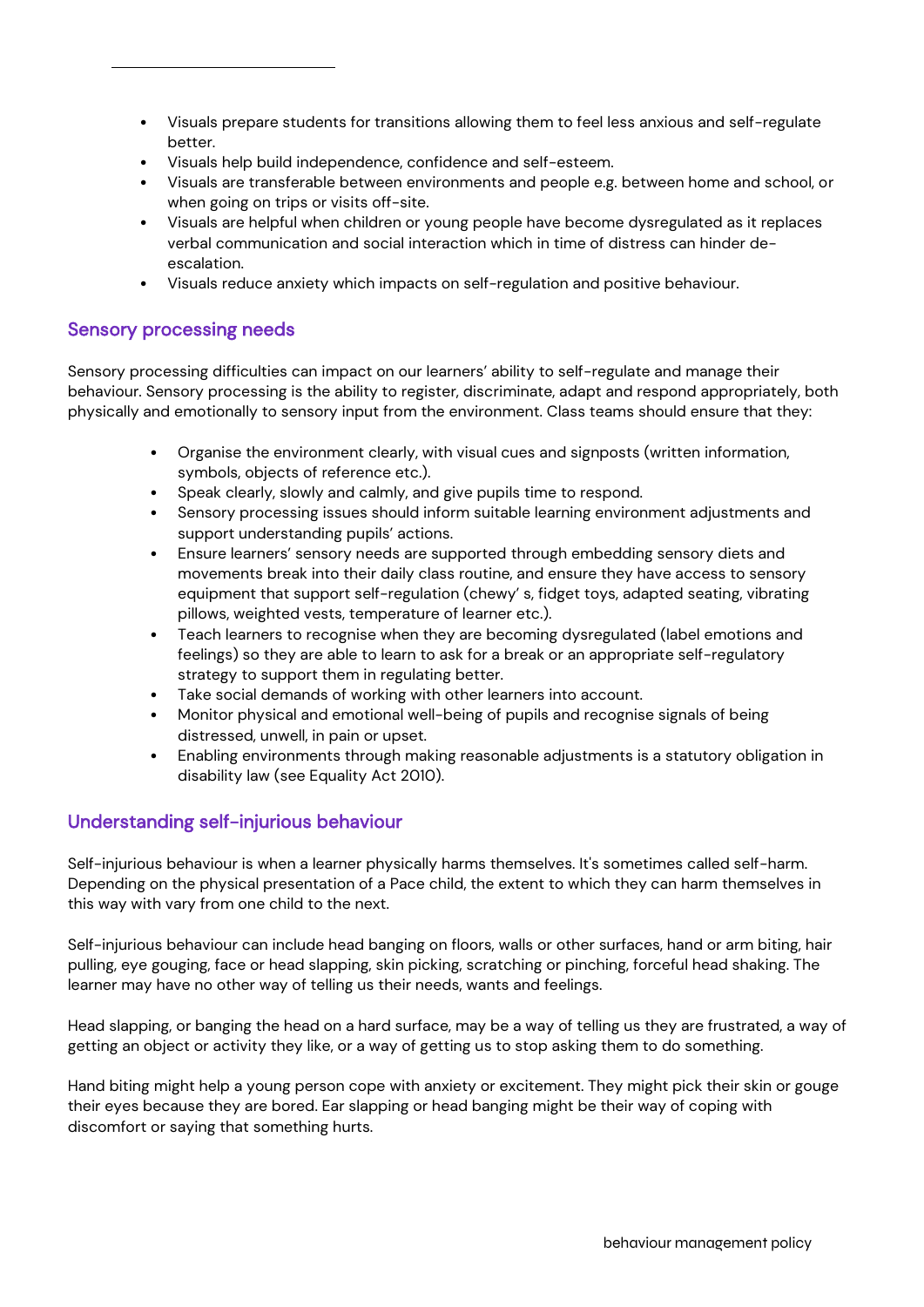- Visuals prepare students for transitions allowing them to feel less anxious and self-regulate better.
- Visuals help build independence, confidence and self-esteem.
- Visuals are transferable between environments and people e.g. between home and school, or when going on trips or visits off-site.
- Visuals are helpful when children or young people have become dysregulated as it replaces verbal communication and social interaction which in time of distress can hinder de-escalation.
- Visuals reduce anxiety which impacts on self-regulation and positive behaviour.

## Sensory processing needs

Sensory processing difficulties can impact on our learners' ability to self-regulate and manage their behaviour. Sensory processing is the ability to register, discriminate, adapt and respond appropriately, both physically and emotionally to sensory input from the environment. Class teams should ensure that they:

- Organise the environment clearly, with visual cues and signposts (written information, symbols, objects of reference etc.).
- Speak clearly, slowly and calmly, and give pupils time to respond.
- Sensory processing issues should inform suitable learning environment adjustments and support understanding pupils' actions.
- Ensure learners' sensory needs are supported through embedding sensory diets and movements break into their daily class routine, and ensure they have access to sensory equipment that support self-regulation (chewy' s, fidget toys, adapted seating, vibrating pillows, weighted vests, temperature of learner etc.).
- Teach learners to recognise when they are becoming dysregulated (label emotions and feelings) so they are able to learn to ask for a break or an appropriate self-regulatory strategy to support them in regulating better.
- Take social demands of working with other learners into account.
- Monitor physical and emotional well-being of pupils and recognise signals of being distressed, unwell, in pain or upset.
- Enabling environments through making reasonable adjustments is a statutory obligation in disability law (see Equality Act 2010).

## Understanding self-injurious behaviour

Self-injurious behaviour is when a learner physically harms themselves. It's sometimes called self-harm. Depending on the physical presentation of a Pace child, the extent to which they can harm themselves in this way with vary from one child to the next.

Self-injurious behaviour can include head banging on floors, walls or other surfaces, hand or arm biting, hair pulling, eye gouging, face or head slapping, skin picking, scratching or pinching, forceful head shaking. The learner may have no other way of telling us their needs, wants and feelings.

Head slapping, or banging the head on a hard surface, may be a way of telling us they are frustrated, a way of getting an object or activity they like, or a way of getting us to stop asking them to do something.

Hand biting might help a young person cope with anxiety or excitement. They might pick their skin or gouge their eyes because they are bored. Ear slapping or head banging might be their way of coping with discomfort or saying that something hurts.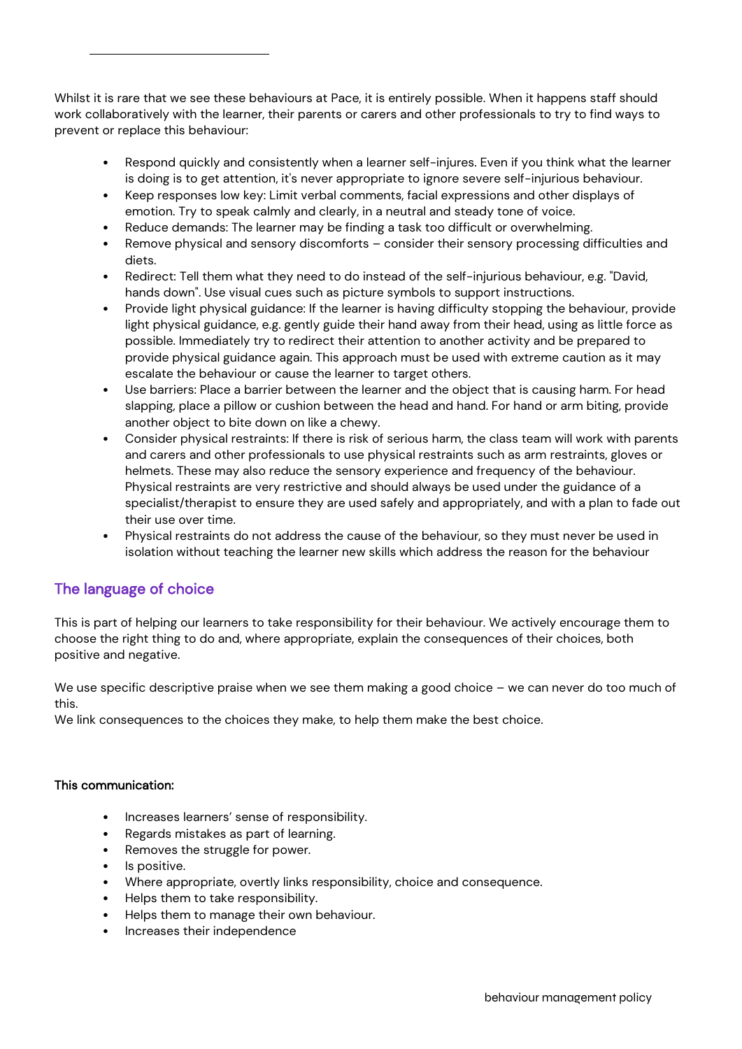Whilst it is rare that we see these behaviours at Pace, it is entirely possible. When it happens staff should work collaboratively with the learner, their parents or carers and other professionals to try to find ways to prevent or replace this behaviour:

- Respond quickly and consistently when a learner self-injures. Even if you think what the learner is doing is to get attention, it's never appropriate to ignore severe self-injurious behaviour.
- Keep responses low key: Limit verbal comments, facial expressions and other displays of emotion. Try to speak calmly and clearly, in a neutral and steady tone of voice.
- Reduce demands: The learner may be finding a task too difficult or overwhelming.
- Remove physical and sensory discomforts – consider their sensory processing difficulties and diets.
- Redirect: Tell them what they need to do instead of the self-injurious behaviour, e.g. "David, hands down". Use visual cues such as picture symbols to support instructions.
- Provide light physical guidance: If the learner is having difficulty stopping the behaviour, provide light physical guidance, e.g. gently guide their hand away from their head, using as little force as possible. Immediately try to redirect their attention to another activity and be prepared to provide physical guidance again. This approach must be used with extreme caution as it may escalate the behaviour or cause the learner to target others.
- Use barriers: Place a barrier between the learner and the object that is causing harm. For head slapping, place a pillow or cushion between the head and hand. For hand or arm biting, provide another object to bite down on like a chewy.
- Consider physical restraints: If there is risk of serious harm, the class team will work with parents and carers and other professionals to use physical restraints such as arm restraints, gloves or helmets. These may also reduce the sensory experience and frequency of the behaviour. Physical restraints are very restrictive and should always be used under the guidance of a specialist/therapist to ensure they are used safely and appropriately, and with a plan to fade out their use over time.
- Physical restraints do not address the cause of the behaviour, so they must never be used in isolation without teaching the learner new skills which address the reason for the behaviour

## The language of choice

This is part of helping our learners to take responsibility for their behaviour. We actively encourage them to choose the right thing to do and, where appropriate, explain the consequences of their choices, both positive and negative.

We use specific descriptive praise when we see them making a good choice – we can never do too much of this.
We link consequences to the choices they make, to help them make the best choice.

**This communication:**

- Increases learners' sense of responsibility.
- Regards mistakes as part of learning.
- Removes the struggle for power.
- Is positive.
- Where appropriate, overtly links responsibility, choice and consequence.
- Helps them to take responsibility.
- Helps them to manage their own behaviour.
- Increases their independence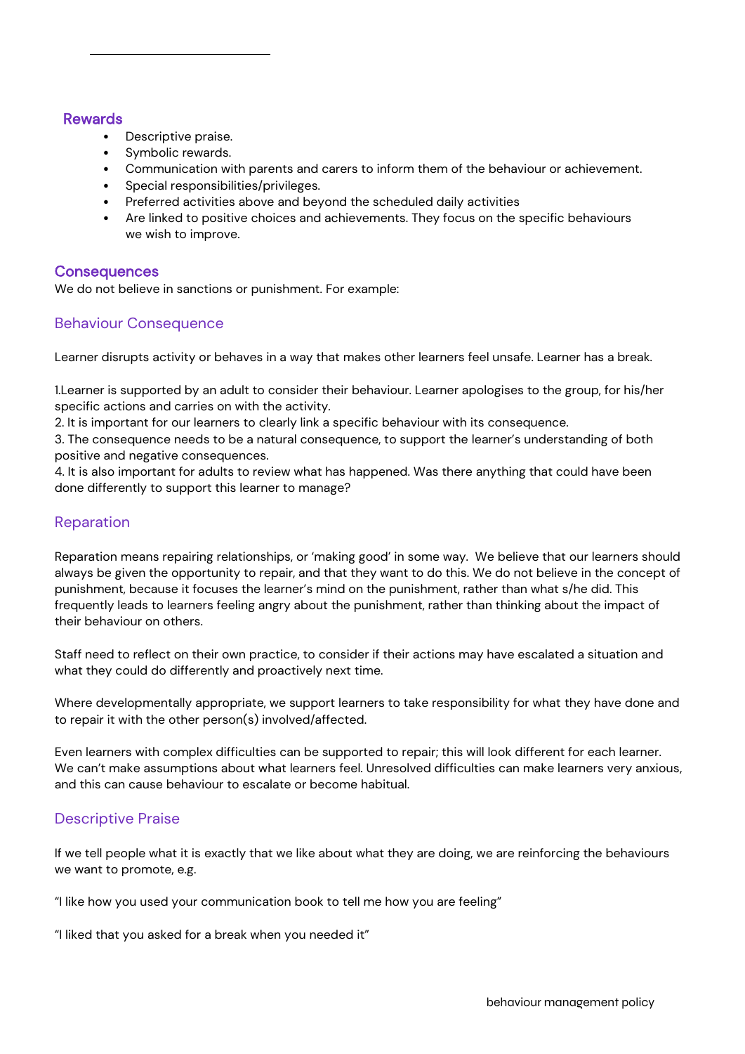## Rewards

- Descriptive praise.
- Symbolic rewards.
- Communication with parents and carers to inform them of the behaviour or achievement.
- Special responsibilities/privileges.
- Preferred activities above and beyond the scheduled daily activities
- Are linked to positive choices and achievements. They focus on the specific behaviours we wish to improve.

## Consequences

We do not believe in sanctions or punishment. For example:

### Behaviour Consequence

Learner disrupts activity or behaves in a way that makes other learners feel unsafe. Learner has a break.

1.Learner is supported by an adult to consider their behaviour. Learner apologises to the group, for his/her specific actions and carries on with the activity.
2. It is important for our learners to clearly link a specific behaviour with its consequence.
3. The consequence needs to be a natural consequence, to support the learner's understanding of both positive and negative consequences.
4. It is also important for adults to review what has happened. Was there anything that could have been done differently to support this learner to manage?

### Reparation

Reparation means repairing relationships, or 'making good' in some way. We believe that our learners should always be given the opportunity to repair, and that they want to do this. We do not believe in the concept of punishment, because it focuses the learner's mind on the punishment, rather than what s/he did. This frequently leads to learners feeling angry about the punishment, rather than thinking about the impact of their behaviour on others.

Staff need to reflect on their own practice, to consider if their actions may have escalated a situation and what they could do differently and proactively next time.

Where developmentally appropriate, we support learners to take responsibility for what they have done and to repair it with the other person(s) involved/affected.

Even learners with complex difficulties can be supported to repair; this will look different for each learner. We can't make assumptions about what learners feel. Unresolved difficulties can make learners very anxious, and this can cause behaviour to escalate or become habitual.

### Descriptive Praise

If we tell people what it is exactly that we like about what they are doing, we are reinforcing the behaviours we want to promote, e.g.

"I like how you used your communication book to tell me how you are feeling"

"I liked that you asked for a break when you needed it"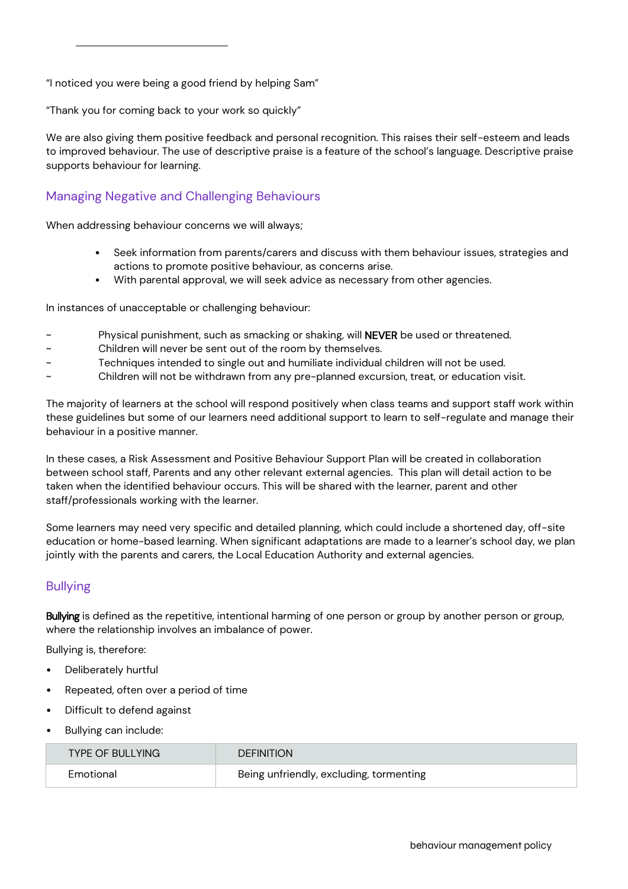"I noticed you were being a good friend by helping Sam"

"Thank you for coming back to your work so quickly"

We are also giving them positive feedback and personal recognition. This raises their self-esteem and leads to improved behaviour. The use of descriptive praise is a feature of the school's language. Descriptive praise supports behaviour for learning.

## Managing Negative and Challenging Behaviours

When addressing behaviour concerns we will always;

- Seek information from parents/carers and discuss with them behaviour issues, strategies and actions to promote positive behaviour, as concerns arise.
- With parental approval, we will seek advice as necessary from other agencies.

In instances of unacceptable or challenging behaviour:

~ Physical punishment, such as smacking or shaking, will **NEVER** be used or threatened.
~ Children will never be sent out of the room by themselves.
~ Techniques intended to single out and humiliate individual children will not be used.
~ Children will not be withdrawn from any pre-planned excursion, treat, or education visit.

The majority of learners at the school will respond positively when class teams and support staff work within these guidelines but some of our learners need additional support to learn to self-regulate and manage their behaviour in a positive manner.

In these cases, a Risk Assessment and Positive Behaviour Support Plan will be created in collaboration between school staff, Parents and any other relevant external agencies. This plan will detail action to be taken when the identified behaviour occurs. This will be shared with the learner, parent and other staff/professionals working with the learner.

Some learners may need very specific and detailed planning, which could include a shortened day, off-site education or home-based learning. When significant adaptations are made to a learner's school day, we plan jointly with the parents and carers, the Local Education Authority and external agencies.

## Bullying

**Bullying** is defined as the repetitive, intentional harming of one person or group by another person or group, where the relationship involves an imbalance of power.

Bullying is, therefore:

- Deliberately hurtful
- Repeated, often over a period of time
- Difficult to defend against
- Bullying can include:

| TYPE OF BULLYING | DEFINITION |
|---|---|
| Emotional | Being unfriendly, excluding, tormenting |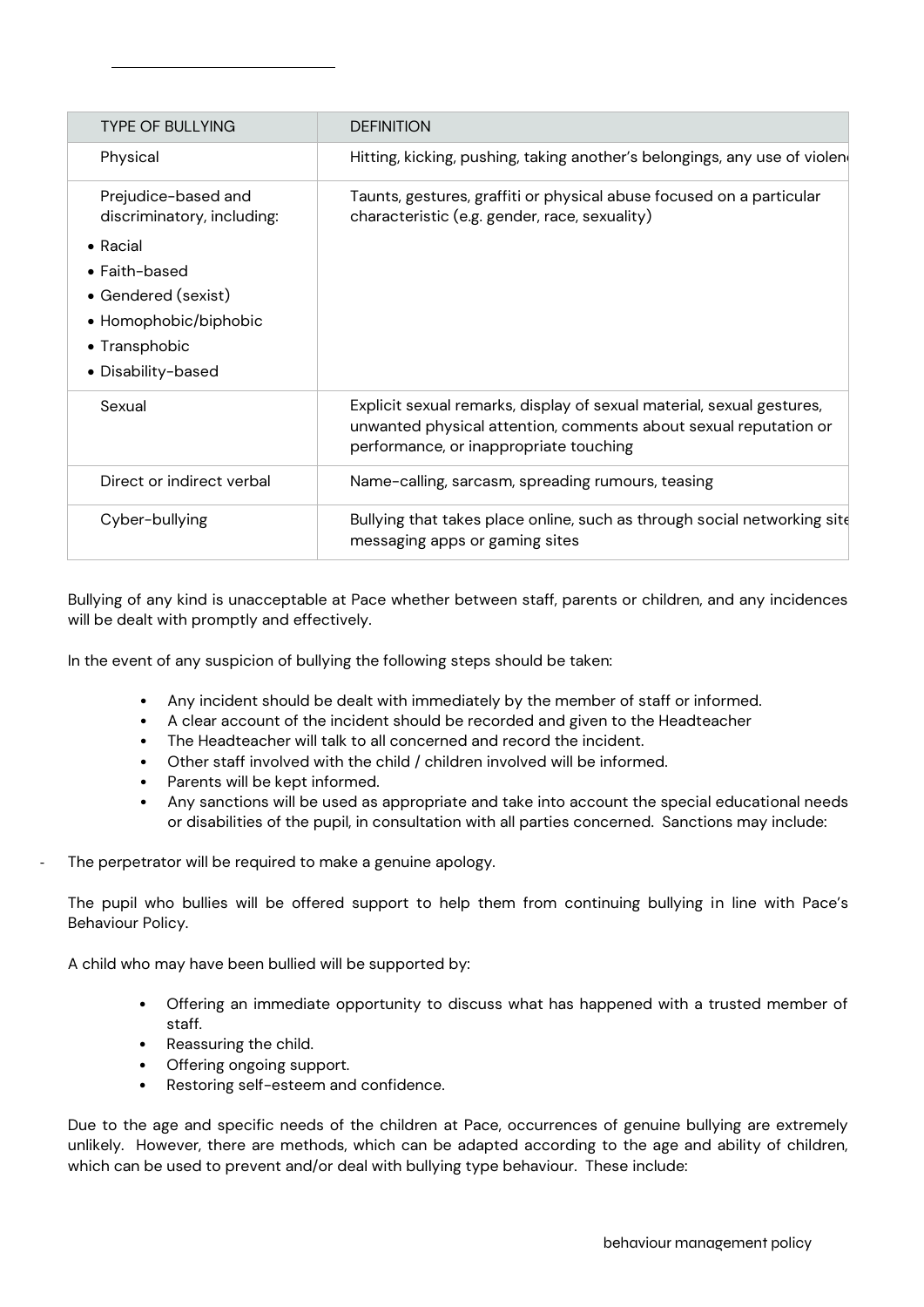| TYPE OF BULLYING | DEFINITION |
|---|---|
| Physical | Hitting, kicking, pushing, taking another's belongings, any use of violen |
| Prejudice-based and discriminatory, including:<br>• Racial<br>• Faith-based<br>• Gendered (sexist)<br>• Homophobic/biphobic<br>• Transphobic<br>• Disability-based | Taunts, gestures, graffiti or physical abuse focused on a particular characteristic (e.g. gender, race, sexuality) |
| Sexual | Explicit sexual remarks, display of sexual material, sexual gestures, unwanted physical attention, comments about sexual reputation or performance, or inappropriate touching |
| Direct or indirect verbal | Name-calling, sarcasm, spreading rumours, teasing |
| Cyber-bullying | Bullying that takes place online, such as through social networking site messaging apps or gaming sites |

Bullying of any kind is unacceptable at Pace whether between staff, parents or children, and any incidences will be dealt with promptly and effectively.

In the event of any suspicion of bullying the following steps should be taken:

- Any incident should be dealt with immediately by the member of staff or informed.
- A clear account of the incident should be recorded and given to the Headteacher
- The Headteacher will talk to all concerned and record the incident.
- Other staff involved with the child / children involved will be informed.
- Parents will be kept informed.
- Any sanctions will be used as appropriate and take into account the special educational needs or disabilities of the pupil, in consultation with all parties concerned. Sanctions may include:

- The perpetrator will be required to make a genuine apology.

The pupil who bullies will be offered support to help them from continuing bullying in line with Pace's Behaviour Policy.

A child who may have been bullied will be supported by:

- Offering an immediate opportunity to discuss what has happened with a trusted member of staff.
- Reassuring the child.
- Offering ongoing support.
- Restoring self-esteem and confidence.

Due to the age and specific needs of the children at Pace, occurrences of genuine bullying are extremely unlikely. However, there are methods, which can be adapted according to the age and ability of children, which can be used to prevent and/or deal with bullying type behaviour. These include: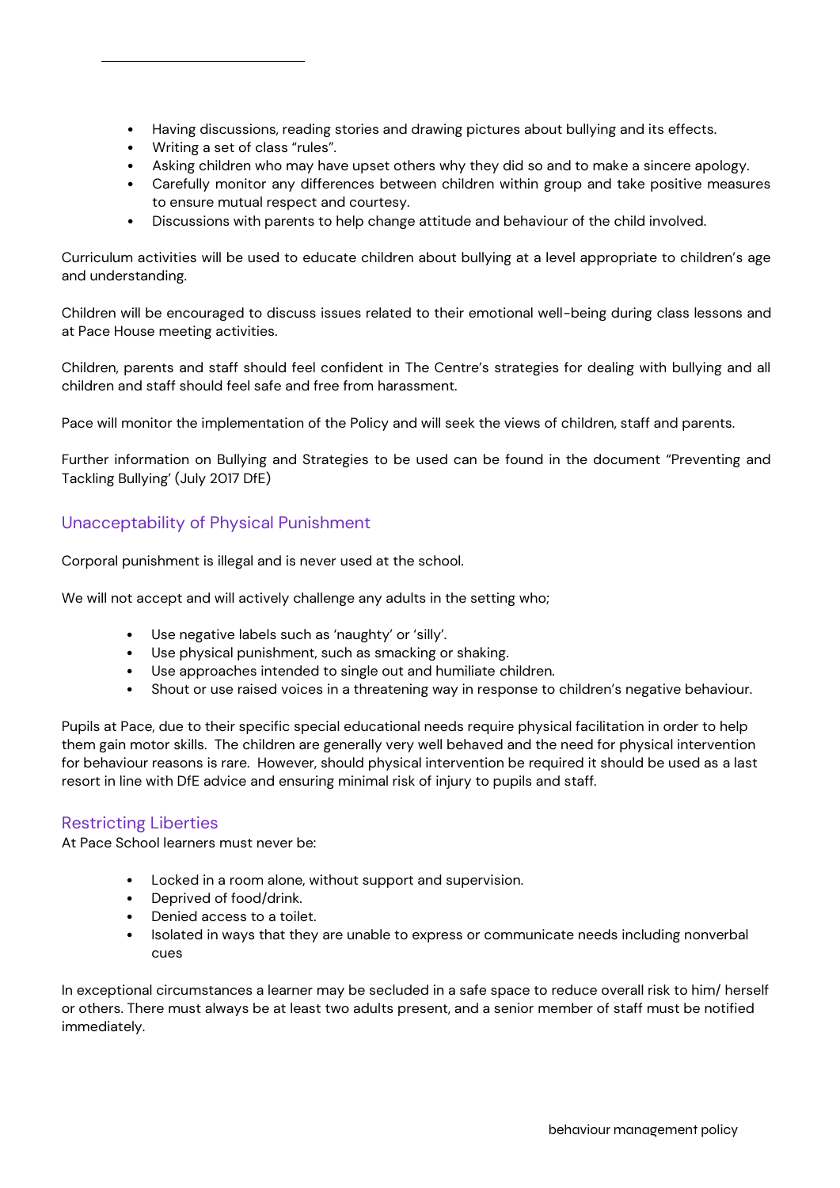- Having discussions, reading stories and drawing pictures about bullying and its effects.
- Writing a set of class "rules".
- Asking children who may have upset others why they did so and to make a sincere apology.
- Carefully monitor any differences between children within group and take positive measures to ensure mutual respect and courtesy.
- Discussions with parents to help change attitude and behaviour of the child involved.

Curriculum activities will be used to educate children about bullying at a level appropriate to children's age and understanding.

Children will be encouraged to discuss issues related to their emotional well-being during class lessons and at Pace House meeting activities.

Children, parents and staff should feel confident in The Centre's strategies for dealing with bullying and all children and staff should feel safe and free from harassment.

Pace will monitor the implementation of the Policy and will seek the views of children, staff and parents.

Further information on Bullying and Strategies to be used can be found in the document "Preventing and Tackling Bullying' (July 2017 DfE)

## Unacceptability of Physical Punishment

Corporal punishment is illegal and is never used at the school.

We will not accept and will actively challenge any adults in the setting who;

- Use negative labels such as 'naughty' or 'silly'.
- Use physical punishment, such as smacking or shaking.
- Use approaches intended to single out and humiliate children.
- Shout or use raised voices in a threatening way in response to children's negative behaviour.

Pupils at Pace, due to their specific special educational needs require physical facilitation in order to help them gain motor skills. The children are generally very well behaved and the need for physical intervention for behaviour reasons is rare. However, should physical intervention be required it should be used as a last resort in line with DfE advice and ensuring minimal risk of injury to pupils and staff.

## Restricting Liberties

At Pace School learners must never be:

- Locked in a room alone, without support and supervision.
- Deprived of food/drink.
- Denied access to a toilet.
- Isolated in ways that they are unable to express or communicate needs including nonverbal cues

In exceptional circumstances a learner may be secluded in a safe space to reduce overall risk to him/ herself or others. There must always be at least two adults present, and a senior member of staff must be notified immediately.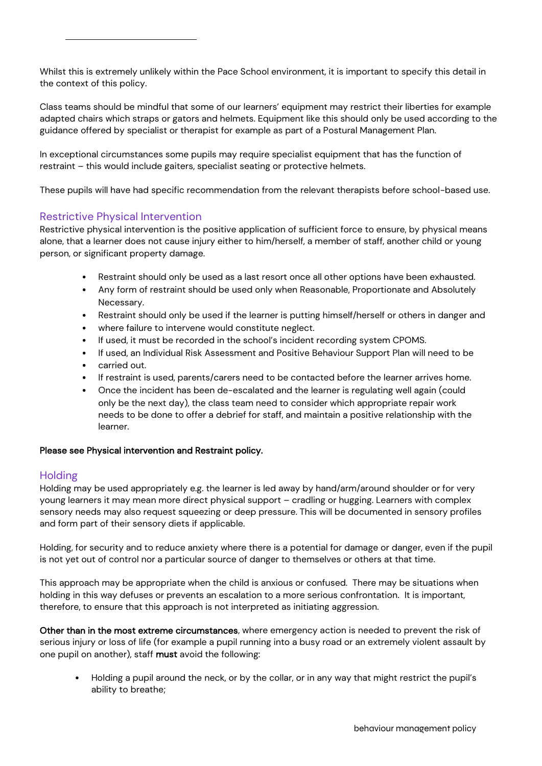Whilst this is extremely unlikely within the Pace School environment, it is important to specify this detail in the context of this policy.

Class teams should be mindful that some of our learners' equipment may restrict their liberties for example adapted chairs which straps or gators and helmets. Equipment like this should only be used according to the guidance offered by specialist or therapist for example as part of a Postural Management Plan.

In exceptional circumstances some pupils may require specialist equipment that has the function of restraint – this would include gaiters, specialist seating or protective helmets.

These pupils will have had specific recommendation from the relevant therapists before school-based use.

## Restrictive Physical Intervention

Restrictive physical intervention is the positive application of sufficient force to ensure, by physical means alone, that a learner does not cause injury either to him/herself, a member of staff, another child or young person, or significant property damage.

- Restraint should only be used as a last resort once all other options have been exhausted.
- Any form of restraint should be used only when Reasonable, Proportionate and Absolutely Necessary.
- Restraint should only be used if the learner is putting himself/herself or others in danger and
- where failure to intervene would constitute neglect.
- If used, it must be recorded in the school's incident recording system CPOMS.
- If used, an Individual Risk Assessment and Positive Behaviour Support Plan will need to be
- carried out.
- If restraint is used, parents/carers need to be contacted before the learner arrives home.
- Once the incident has been de-escalated and the learner is regulating well again (could only be the next day), the class team need to consider which appropriate repair work needs to be done to offer a debrief for staff, and maintain a positive relationship with the learner.

**Please see Physical intervention and Restraint policy.**

## Holding

Holding may be used appropriately e.g. the learner is led away by hand/arm/around shoulder or for very young learners it may mean more direct physical support – cradling or hugging. Learners with complex sensory needs may also request squeezing or deep pressure. This will be documented in sensory profiles and form part of their sensory diets if applicable.

Holding, for security and to reduce anxiety where there is a potential for damage or danger, even if the pupil is not yet out of control nor a particular source of danger to themselves or others at that time.

This approach may be appropriate when the child is anxious or confused. There may be situations when holding in this way defuses or prevents an escalation to a more serious confrontation. It is important, therefore, to ensure that this approach is not interpreted as initiating aggression.

**Other than in the most extreme circumstances**, where emergency action is needed to prevent the risk of serious injury or loss of life (for example a pupil running into a busy road or an extremely violent assault by one pupil on another), staff **must** avoid the following:

- Holding a pupil around the neck, or by the collar, or in any way that might restrict the pupil's ability to breathe;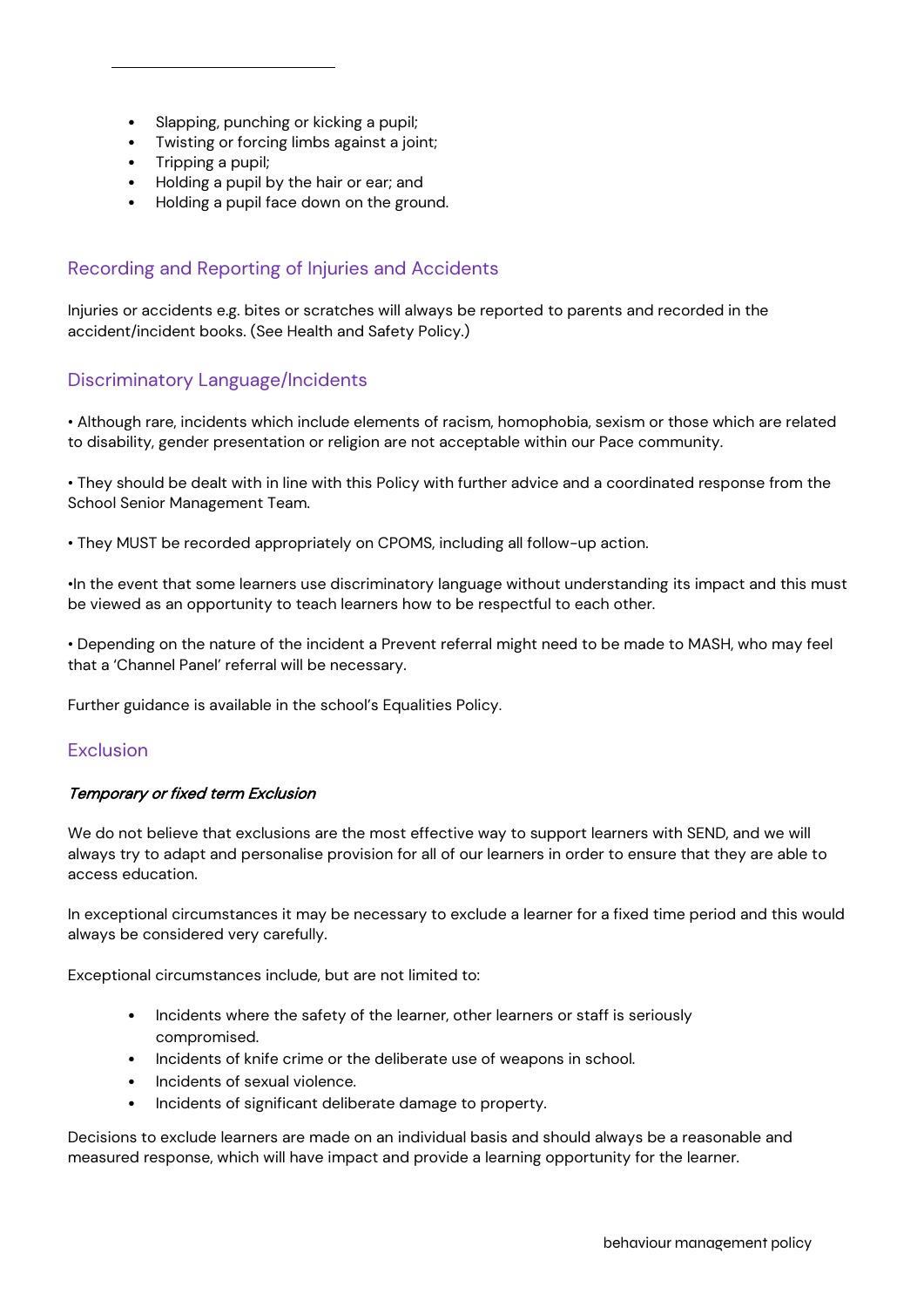- Slapping, punching or kicking a pupil;
- Twisting or forcing limbs against a joint;
- Tripping a pupil;
- Holding a pupil by the hair or ear; and
- Holding a pupil face down on the ground.

## Recording and Reporting of Injuries and Accidents

Injuries or accidents e.g. bites or scratches will always be reported to parents and recorded in the accident/incident books. (See Health and Safety Policy.)

## Discriminatory Language/Incidents

• Although rare, incidents which include elements of racism, homophobia, sexism or those which are related to disability, gender presentation or religion are not acceptable within our Pace community.

• They should be dealt with in line with this Policy with further advice and a coordinated response from the School Senior Management Team.

• They MUST be recorded appropriately on CPOMS, including all follow-up action.

•In the event that some learners use discriminatory language without understanding its impact and this must be viewed as an opportunity to teach learners how to be respectful to each other.

• Depending on the nature of the incident a Prevent referral might need to be made to MASH, who may feel that a 'Channel Panel' referral will be necessary.

Further guidance is available in the school's Equalities Policy.

## Exclusion

### *Temporary or fixed term Exclusion*

We do not believe that exclusions are the most effective way to support learners with SEND, and we will always try to adapt and personalise provision for all of our learners in order to ensure that they are able to access education.

In exceptional circumstances it may be necessary to exclude a learner for a fixed time period and this would always be considered very carefully.

Exceptional circumstances include, but are not limited to:

- Incidents where the safety of the learner, other learners or staff is seriously compromised.
- Incidents of knife crime or the deliberate use of weapons in school.
- Incidents of sexual violence.
- Incidents of significant deliberate damage to property.

Decisions to exclude learners are made on an individual basis and should always be a reasonable and measured response, which will have impact and provide a learning opportunity for the learner.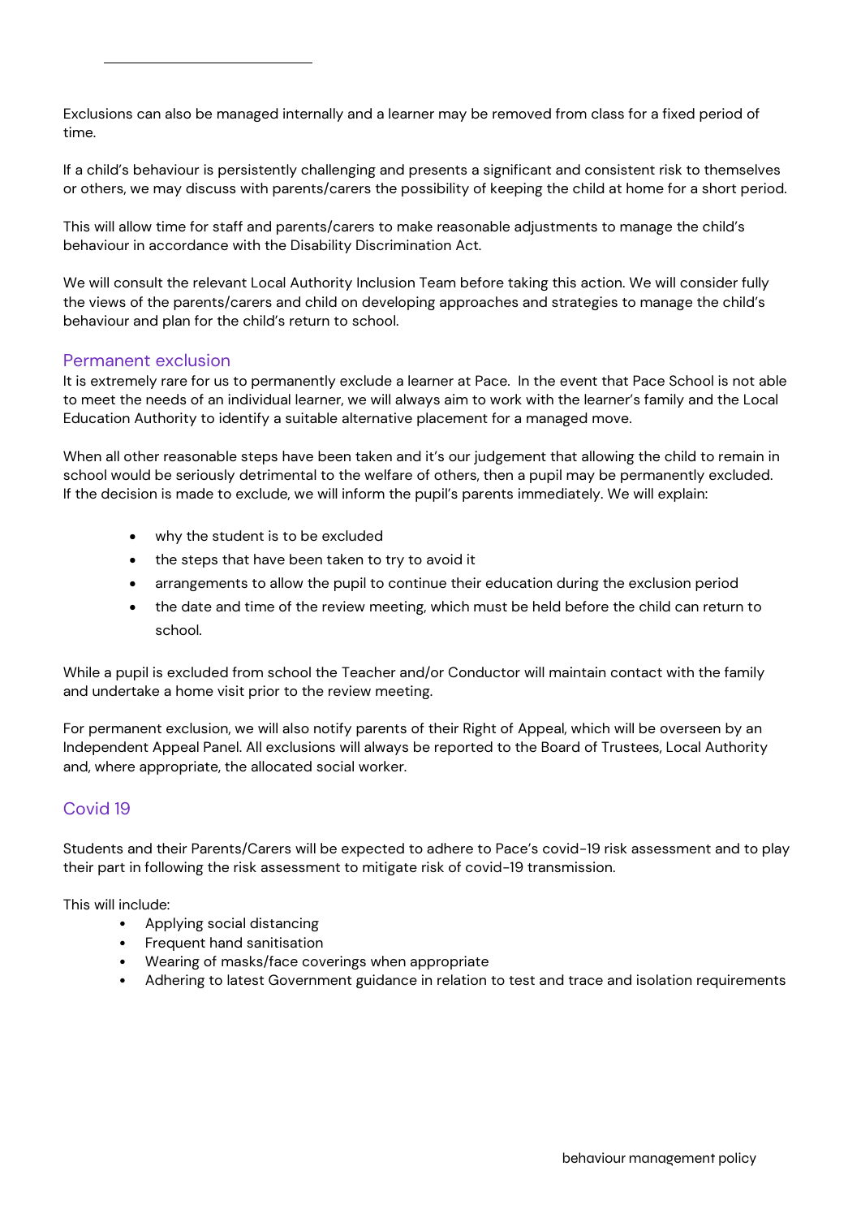Exclusions can also be managed internally and a learner may be removed from class for a fixed period of time.

If a child's behaviour is persistently challenging and presents a significant and consistent risk to themselves or others, we may discuss with parents/carers the possibility of keeping the child at home for a short period.

This will allow time for staff and parents/carers to make reasonable adjustments to manage the child's behaviour in accordance with the Disability Discrimination Act.

We will consult the relevant Local Authority Inclusion Team before taking this action. We will consider fully the views of the parents/carers and child on developing approaches and strategies to manage the child's behaviour and plan for the child's return to school.

### Permanent exclusion

It is extremely rare for us to permanently exclude a learner at Pace. In the event that Pace School is not able to meet the needs of an individual learner, we will always aim to work with the learner's family and the Local Education Authority to identify a suitable alternative placement for a managed move.

When all other reasonable steps have been taken and it's our judgement that allowing the child to remain in school would be seriously detrimental to the welfare of others, then a pupil may be permanently excluded. If the decision is made to exclude, we will inform the pupil's parents immediately. We will explain:

- why the student is to be excluded
- the steps that have been taken to try to avoid it
- arrangements to allow the pupil to continue their education during the exclusion period
- the date and time of the review meeting, which must be held before the child can return to school.

While a pupil is excluded from school the Teacher and/or Conductor will maintain contact with the family and undertake a home visit prior to the review meeting.

For permanent exclusion, we will also notify parents of their Right of Appeal, which will be overseen by an Independent Appeal Panel. All exclusions will always be reported to the Board of Trustees, Local Authority and, where appropriate, the allocated social worker.

## Covid 19

Students and their Parents/Carers will be expected to adhere to Pace's covid-19 risk assessment and to play their part in following the risk assessment to mitigate risk of covid-19 transmission.

This will include:

- Applying social distancing
- Frequent hand sanitisation
- Wearing of masks/face coverings when appropriate
- Adhering to latest Government guidance in relation to test and trace and isolation requirements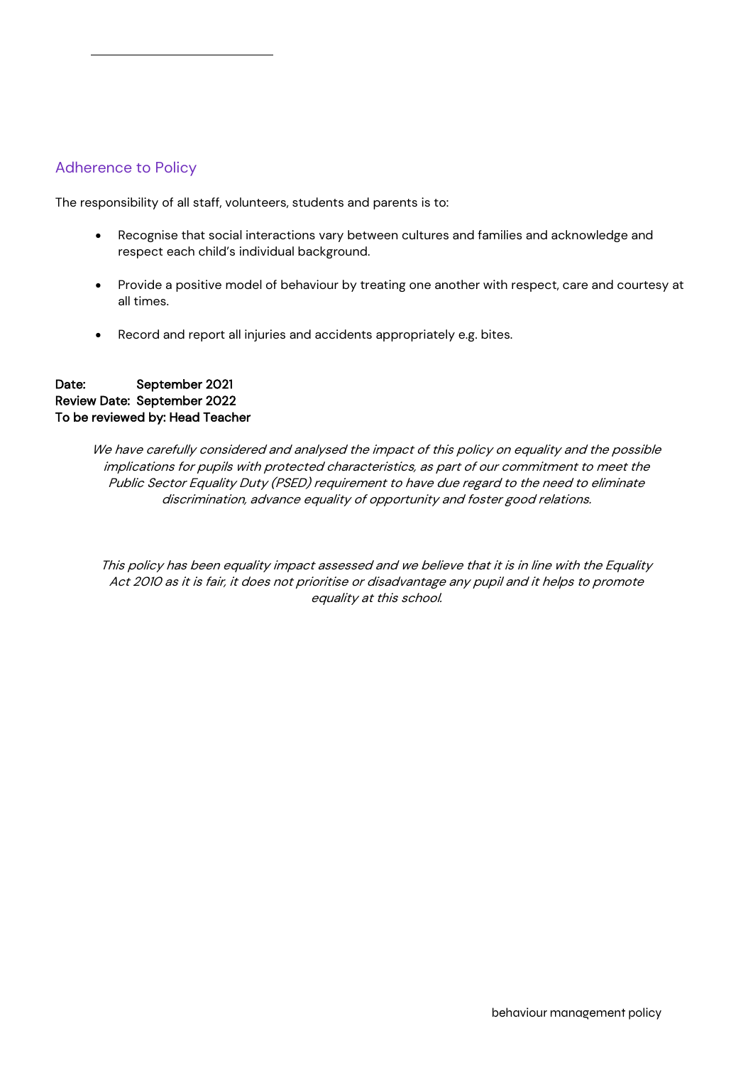## Adherence to Policy

The responsibility of all staff, volunteers, students and parents is to:

- Recognise that social interactions vary between cultures and families and acknowledge and respect each child's individual background.
- Provide a positive model of behaviour by treating one another with respect, care and courtesy at all times.
- Record and report all injuries and accidents appropriately e.g. bites.

**Date: September 2021**
**Review Date: September 2022**
**To be reviewed by: Head Teacher**

*We have carefully considered and analysed the impact of this policy on equality and the possible implications for pupils with protected characteristics, as part of our commitment to meet the Public Sector Equality Duty (PSED) requirement to have due regard to the need to eliminate discrimination, advance equality of opportunity and foster good relations.*

*This policy has been equality impact assessed and we believe that it is in line with the Equality Act 2010 as it is fair, it does not prioritise or disadvantage any pupil and it helps to promote equality at this school.*